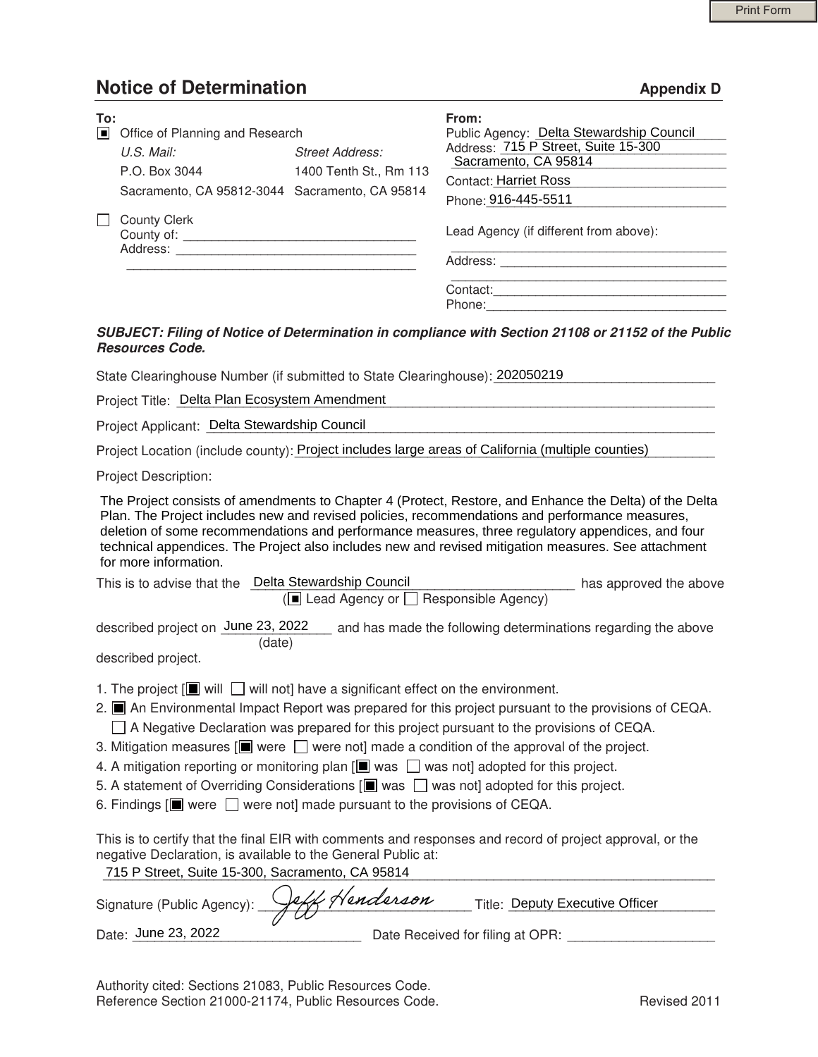Print Form

# Notice of Determination

**Appendix D**

**To:**

- [x] Office of Planning and Research

| *U.S. Mail:* | *Street Address:* |
|---|---|
| P.O. Box 3044 | 1400 Tenth St., Rm 113 |
| Sacramento, CA 95812-3044 | Sacramento, CA 95814 |

- [ ] County Clerk
  County of: ____________________
  Address: ____________________

**From:**

Public Agency: Delta Stewardship Council
Address: 715 P Street, Suite 15-300
Sacramento, CA 95814
Contact: Harriet Ross
Phone: 916-445-5511

Lead Agency (if different from above): ____________________
Address: ____________________
Contact: ____________________
Phone: ____________________

***SUBJECT: Filing of Notice of Determination in compliance with Section 21108 or 21152 of the Public Resources Code.***

State Clearinghouse Number (if submitted to State Clearinghouse): 202050219

Project Title: Delta Plan Ecosystem Amendment

Project Applicant: Delta Stewardship Council

Project Location (include county): Project includes large areas of California (multiple counties)

Project Description:

The Project consists of amendments to Chapter 4 (Protect, Restore, and Enhance the Delta) of the Delta Plan. The Project includes new and revised policies, recommendations and performance measures, deletion of some recommendations and performance measures, three regulatory appendices, and four technical appendices. The Project also includes new and revised mitigation measures. See attachment for more information.

This is to advise that the Delta Stewardship Council has approved the above ([x] Lead Agency or [ ] Responsible Agency)

described project on June 23, 2022 (date) and has made the following determinations regarding the above described project.

1. The project [[x] will [ ] will not] have a significant effect on the environment.
2. [x] An Environmental Impact Report was prepared for this project pursuant to the provisions of CEQA.
   [ ] A Negative Declaration was prepared for this project pursuant to the provisions of CEQA.
3. Mitigation measures [[x] were [ ] were not] made a condition of the approval of the project.
4. A mitigation reporting or monitoring plan [[x] was [ ] was not] adopted for this project.
5. A statement of Overriding Considerations [[x] was [ ] was not] adopted for this project.
6. Findings [[x] were [ ] were not] made pursuant to the provisions of CEQA.

This is to certify that the final EIR with comments and responses and record of project approval, or the negative Declaration, is available to the General Public at:

715 P Street, Suite 15-300, Sacramento, CA 95814

Signature (Public Agency): *Jeff Henderson* Title: Deputy Executive Officer

Date: June 23, 2022 Date Received for filing at OPR: ____________________

Authority cited: Sections 21083, Public Resources Code.
Reference Section 21000-21174, Public Resources Code.

Revised 2011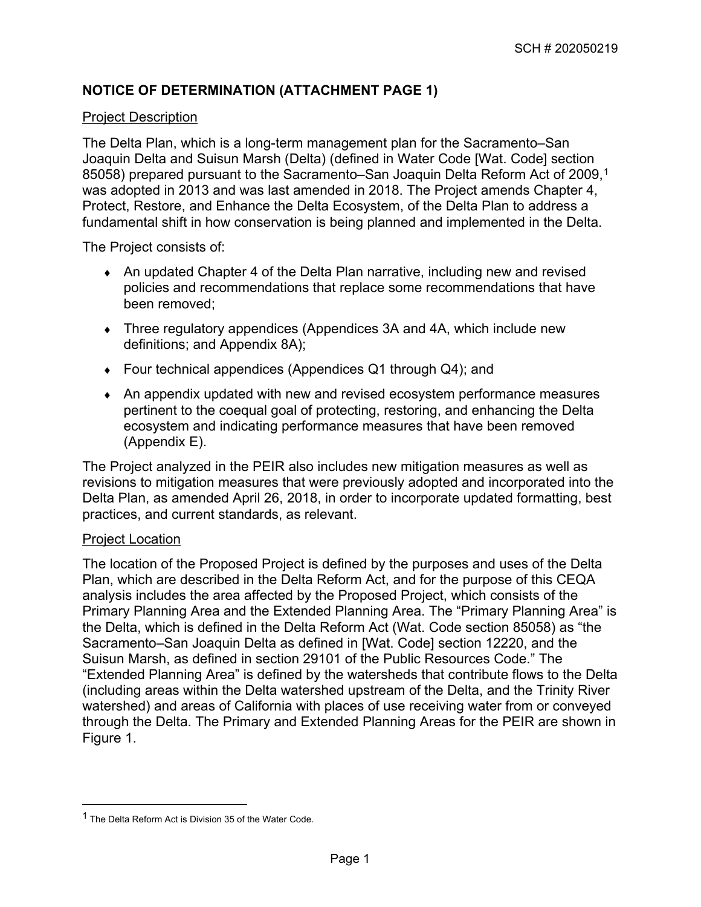SCH # 202050219

## NOTICE OF DETERMINATION (ATTACHMENT PAGE 1)

Project Description

The Delta Plan, which is a long-term management plan for the Sacramento–San Joaquin Delta and Suisun Marsh (Delta) (defined in Water Code [Wat. Code] section 85058) prepared pursuant to the Sacramento–San Joaquin Delta Reform Act of 2009,[1] was adopted in 2013 and was last amended in 2018. The Project amends Chapter 4, Protect, Restore, and Enhance the Delta Ecosystem, of the Delta Plan to address a fundamental shift in how conservation is being planned and implemented in the Delta.

The Project consists of:

- An updated Chapter 4 of the Delta Plan narrative, including new and revised policies and recommendations that replace some recommendations that have been removed;
- Three regulatory appendices (Appendices 3A and 4A, which include new definitions; and Appendix 8A);
- Four technical appendices (Appendices Q1 through Q4); and
- An appendix updated with new and revised ecosystem performance measures pertinent to the coequal goal of protecting, restoring, and enhancing the Delta ecosystem and indicating performance measures that have been removed (Appendix E).

The Project analyzed in the PEIR also includes new mitigation measures as well as revisions to mitigation measures that were previously adopted and incorporated into the Delta Plan, as amended April 26, 2018, in order to incorporate updated formatting, best practices, and current standards, as relevant.

Project Location

The location of the Proposed Project is defined by the purposes and uses of the Delta Plan, which are described in the Delta Reform Act, and for the purpose of this CEQA analysis includes the area affected by the Proposed Project, which consists of the Primary Planning Area and the Extended Planning Area. The "Primary Planning Area" is the Delta, which is defined in the Delta Reform Act (Wat. Code section 85058) as "the Sacramento–San Joaquin Delta as defined in [Wat. Code] section 12220, and the Suisun Marsh, as defined in section 29101 of the Public Resources Code." The "Extended Planning Area" is defined by the watersheds that contribute flows to the Delta (including areas within the Delta watershed upstream of the Delta, and the Trinity River watershed) and areas of California with places of use receiving water from or conveyed through the Delta. The Primary and Extended Planning Areas for the PEIR are shown in Figure 1.

[1] The Delta Reform Act is Division 35 of the Water Code.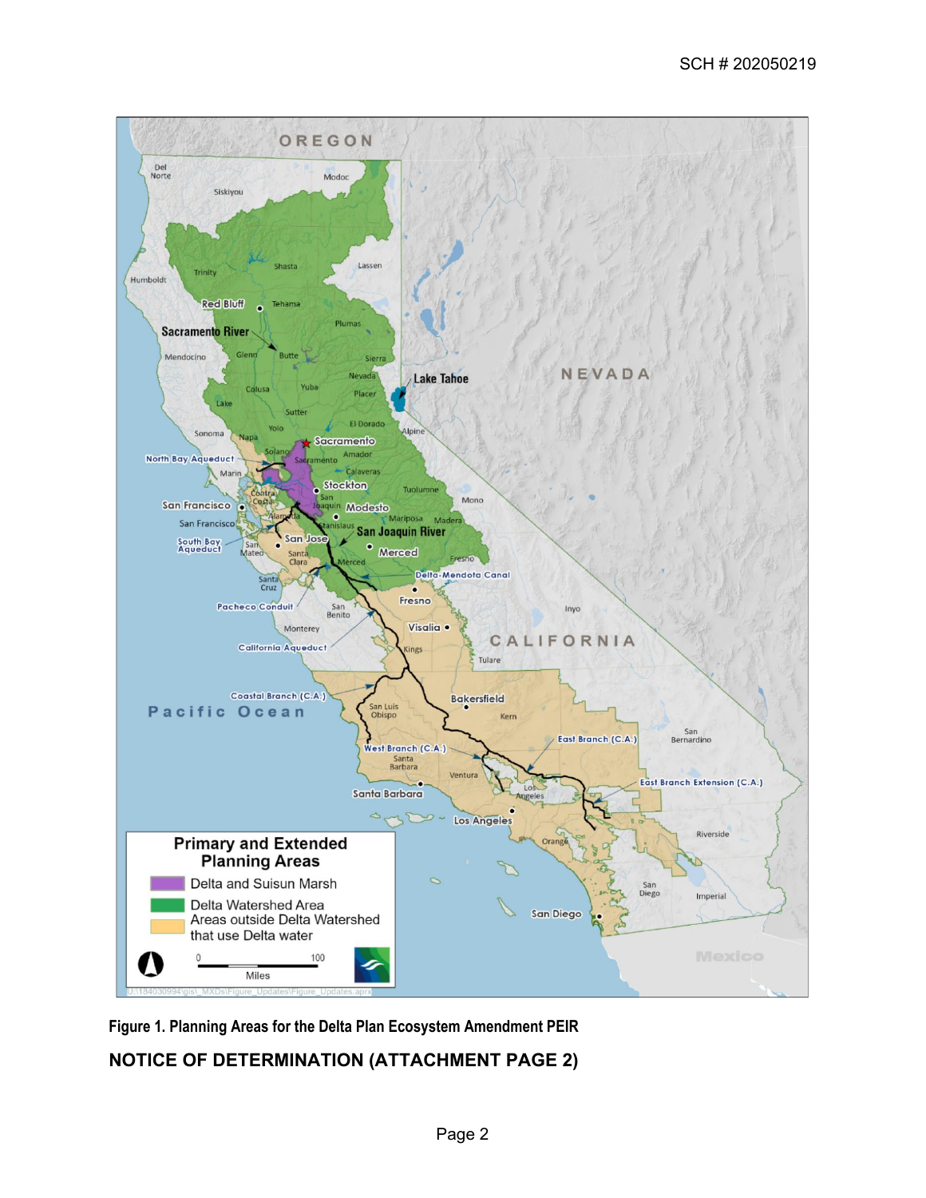OREGON

Del Norte

Modoc

Siskiyou

Humboldt

Trinity

Shasta

Lassen

Red Bluff

Tehama

Plumas

Sacramento River

Mendocino

Glenn

Butte

Sierra

Nevada

Lake Tahoe

Colusa

Yuba

Placer

NEVADA

Lake

Sutter

Sonoma

Yolo

El Dorado

Napa

Sacramento

Alpine

North Bay Aqueduct

Solano

Sacramento

Amador

Marin

Calaveras

Stockton

Contra Costa

San Joaquin

Tuolumne

Mono

San Francisco

Modesto

San Francisco

Alameda

Stanislaus

Mariposa

Madera

San Joaquin River

South Bay Aqueduct

San Jose

San Mateo

Merced

Santa Clara

Merced

Fresno

Santa Cruz

Delta-Mendota Canal

Fresno

Pacheco Conduit

San Benito

Inyo

Monterey

Visalia

CALIFORNIA

California Aqueduct

Kings

Tulare

Coastal Branch (C.A.)

Bakersfield

Pacific Ocean

San Luis Obispo

Kern

San Bernardino

East Branch (C.A.)

West Branch (C.A.)

Santa Barbara

Ventura

East Branch Extension (C.A.)

Santa Barbara

Los Angeles

Los Angeles

Riverside

Orange

San Diego

Imperial

San Diego

Mexico

Primary and Extended Planning Areas

Delta and Suisun Marsh

Delta Watershed Area

Areas outside Delta Watershed that use Delta water

0 100

Miles

U:\184030994\gis\_MXDs\Figure_Updates\Figure_Updates.aprx

**Figure 1. Planning Areas for the Delta Plan Ecosystem Amendment PEIR**

## NOTICE OF DETERMINATION (ATTACHMENT PAGE 2)